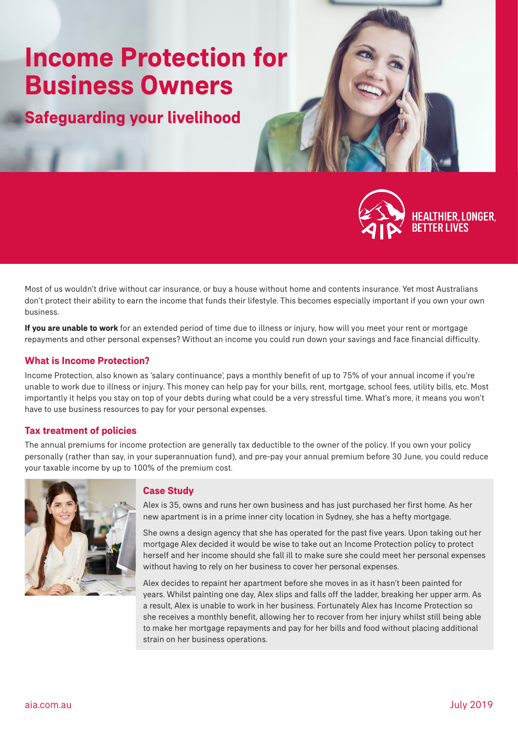# Income Protection for Business Owners

## Safeguarding your livelihood

HEALTHIER, LONGER, BETTER LIVES

Most of us wouldn't drive without car insurance, or buy a house without home and contents insurance. Yet most Australians don't protect their ability to earn the income that funds their lifestyle. This becomes especially important if you own your own business.

**If you are unable to work** for an extended period of time due to illness or injury, how will you meet your rent or mortgage repayments and other personal expenses? Without an income you could run down your savings and face financial difficulty.

### What is Income Protection?

Income Protection, also known as 'salary continuance', pays a monthly benefit of up to 75% of your annual income if you're unable to work due to illness or injury. This money can help pay for your bills, rent, mortgage, school fees, utility bills, etc. Most importantly it helps you stay on top of your debts during what could be a very stressful time. What's more, it means you won't have to use business resources to pay for your personal expenses.

### Tax treatment of policies

The annual premiums for income protection are generally tax deductible to the owner of the policy. If you own your policy personally (rather than say, in your superannuation fund), and pre-pay your annual premium before 30 June, you could reduce your taxable income by up to 100% of the premium cost.

### Case Study

Alex is 35, owns and runs her own business and has just purchased her first home. As her new apartment is in a prime inner city location in Sydney, she has a hefty mortgage.

She owns a design agency that she has operated for the past five years. Upon taking out her mortgage Alex decided it would be wise to take out an Income Protection policy to protect herself and her income should she fall ill to make sure she could meet her personal expenses without having to rely on her business to cover her personal expenses.

Alex decides to repaint her apartment before she moves in as it hasn't been painted for years. Whilst painting one day, Alex slips and falls off the ladder, breaking her upper arm. As a result, Alex is unable to work in her business. Fortunately Alex has Income Protection so she receives a monthly benefit, allowing her to recover from her injury whilst still being able to make her mortgage repayments and pay for her bills and food without placing additional strain on her business operations.

aia.com.au

July 2019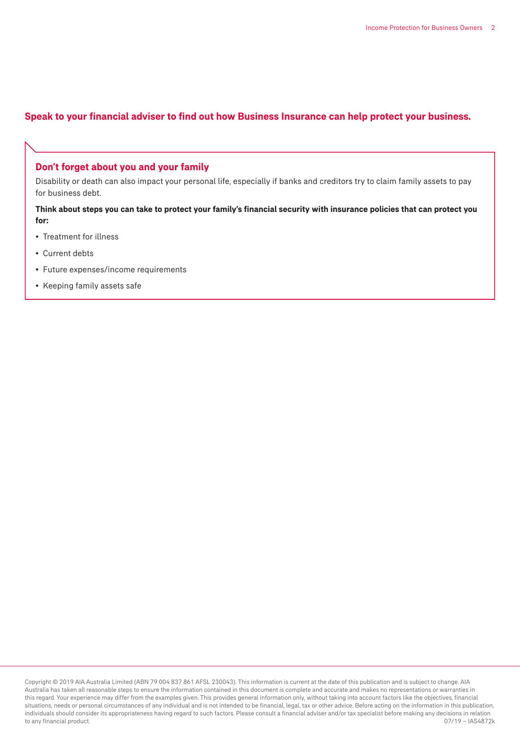**Speak to your financial adviser to find out how Business Insurance can help protect your business.**

## Don't forget about you and your family

Disability or death can also impact your personal life, especially if banks and creditors try to claim family assets to pay for business debt.

**Think about steps you can take to protect your family's financial security with insurance policies that can protect you for:**

- Treatment for illness
- Current debts
- Future expenses/income requirements
- Keeping family assets safe

Copyright © 2019 AIA Australia Limited (ABN 79 004 837 861 AFSL 230043). This information is current at the date of this publication and is subject to change. AIA Australia has taken all reasonable steps to ensure the information contained in this document is complete and accurate and makes no representations or warranties in this regard. Your experience may differ from the examples given. This provides general information only, without taking into account factors like the objectives, financial situations, needs or personal circumstances of any individual and is not intended to be financial, legal, tax or other advice. Before acting on the information in this publication, individuals should consider its appropriateness having regard to such factors. Please consult a financial adviser and/or tax specialist before making any decisions in relation to any financial product.

07/19 – IAS4872k